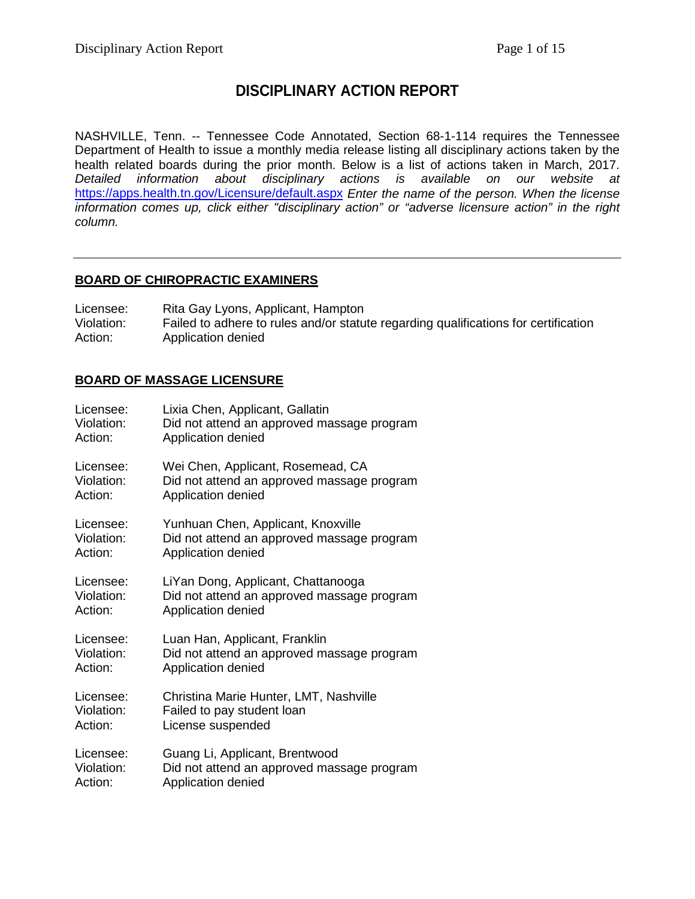# DISCIPLINARY ACTION REPORT

NASHVILLE, Tenn. -- Tennessee Code Annotated, Section 68-1-114 requires the Tennessee Department of Health to issue a monthly media release listing all disciplinary actions taken by the health related boards during the prior month. Below is a list of actions taken in March, 2017. *Detailed information about disciplinary actions is available on our website at* https://apps.health.tn.gov/Licensure/default.aspx *Enter the name of the person. When the license information comes up, click either "disciplinary action" or "adverse licensure action" in the right column.*

---

## BOARD OF CHIROPRACTIC EXAMINERS

Licensee: Rita Gay Lyons, Applicant, Hampton
Violation: Failed to adhere to rules and/or statute regarding qualifications for certification
Action: Application denied

## BOARD OF MASSAGE LICENSURE

Licensee: Lixia Chen, Applicant, Gallatin
Violation: Did not attend an approved massage program
Action: Application denied

Licensee: Wei Chen, Applicant, Rosemead, CA
Violation: Did not attend an approved massage program
Action: Application denied

Licensee: Yunhuan Chen, Applicant, Knoxville
Violation: Did not attend an approved massage program
Action: Application denied

Licensee: LiYan Dong, Applicant, Chattanooga
Violation: Did not attend an approved massage program
Action: Application denied

Licensee: Luan Han, Applicant, Franklin
Violation: Did not attend an approved massage program
Action: Application denied

Licensee: Christina Marie Hunter, LMT, Nashville
Violation: Failed to pay student loan
Action: License suspended

Licensee: Guang Li, Applicant, Brentwood
Violation: Did not attend an approved massage program
Action: Application denied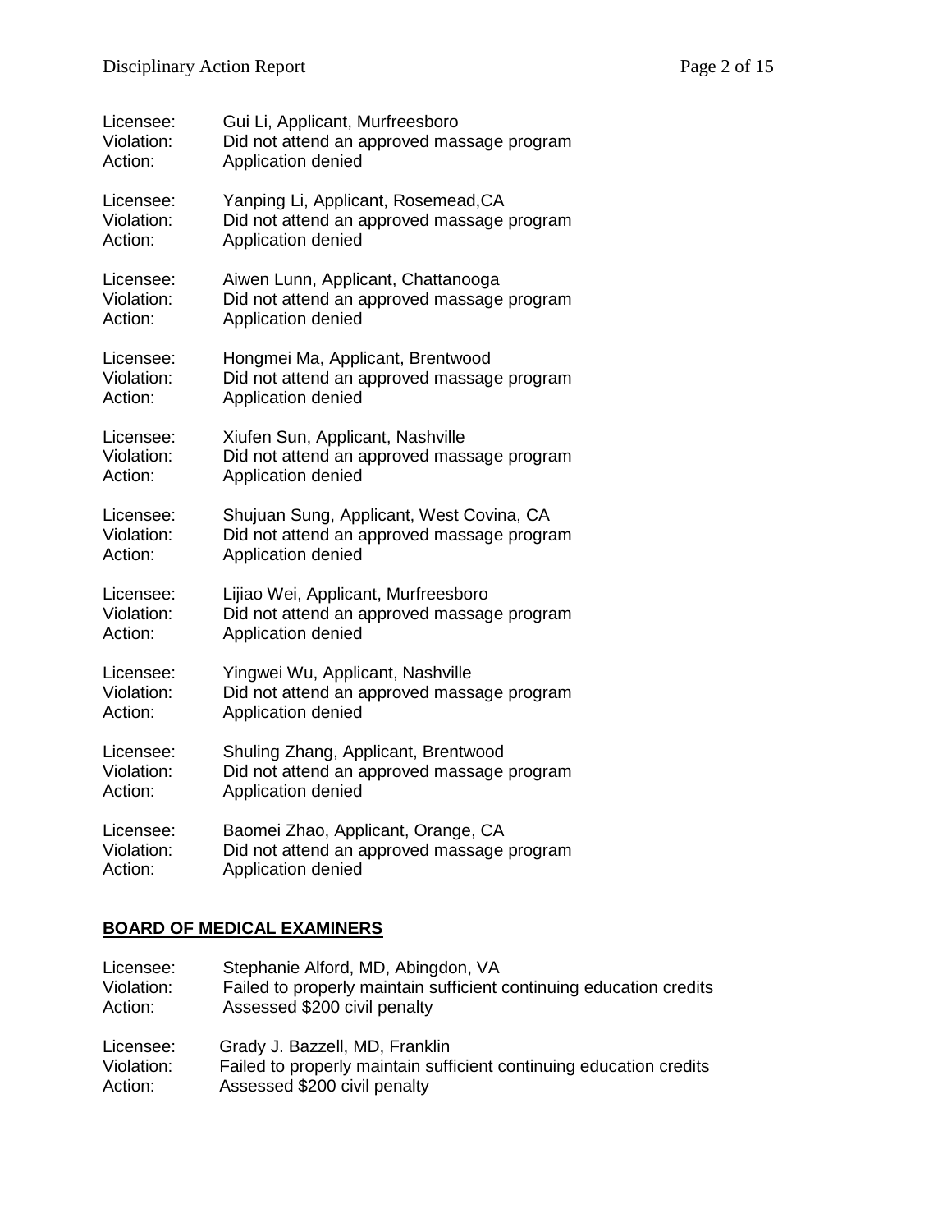Licensee: Gui Li, Applicant, Murfreesboro
Violation: Did not attend an approved massage program
Action: Application denied

Licensee: Yanping Li, Applicant, Rosemead,CA
Violation: Did not attend an approved massage program
Action: Application denied

Licensee: Aiwen Lunn, Applicant, Chattanooga
Violation: Did not attend an approved massage program
Action: Application denied

Licensee: Hongmei Ma, Applicant, Brentwood
Violation: Did not attend an approved massage program
Action: Application denied

Licensee: Xiufen Sun, Applicant, Nashville
Violation: Did not attend an approved massage program
Action: Application denied

Licensee: Shujuan Sung, Applicant, West Covina, CA
Violation: Did not attend an approved massage program
Action: Application denied

Licensee: Lijiao Wei, Applicant, Murfreesboro
Violation: Did not attend an approved massage program
Action: Application denied

Licensee: Yingwei Wu, Applicant, Nashville
Violation: Did not attend an approved massage program
Action: Application denied

Licensee: Shuling Zhang, Applicant, Brentwood
Violation: Did not attend an approved massage program
Action: Application denied

Licensee: Baomei Zhao, Applicant, Orange, CA
Violation: Did not attend an approved massage program
Action: Application denied

## BOARD OF MEDICAL EXAMINERS

Licensee: Stephanie Alford, MD, Abingdon, VA
Violation: Failed to properly maintain sufficient continuing education credits
Action: Assessed $200 civil penalty

Licensee: Grady J. Bazzell, MD, Franklin
Violation: Failed to properly maintain sufficient continuing education credits
Action: Assessed $200 civil penalty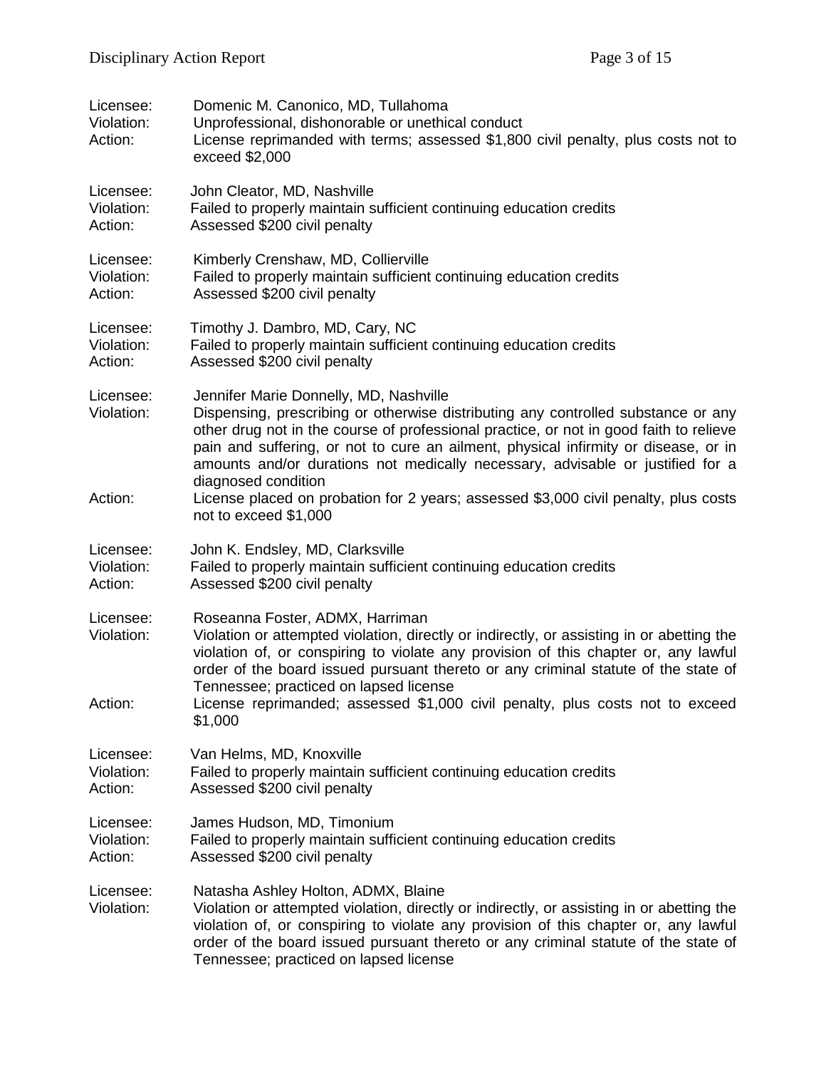Licensee: Domenic M. Canonico, MD, Tullahoma
Violation: Unprofessional, dishonorable or unethical conduct
Action: License reprimanded with terms; assessed $1,800 civil penalty, plus costs not to exceed $2,000

Licensee: John Cleator, MD, Nashville
Violation: Failed to properly maintain sufficient continuing education credits
Action: Assessed $200 civil penalty

Licensee: Kimberly Crenshaw, MD, Collierville
Violation: Failed to properly maintain sufficient continuing education credits
Action: Assessed $200 civil penalty

Licensee: Timothy J. Dambro, MD, Cary, NC
Violation: Failed to properly maintain sufficient continuing education credits
Action: Assessed $200 civil penalty

Licensee: Jennifer Marie Donnelly, MD, Nashville
Violation: Dispensing, prescribing or otherwise distributing any controlled substance or any other drug not in the course of professional practice, or not in good faith to relieve pain and suffering, or not to cure an ailment, physical infirmity or disease, or in amounts and/or durations not medically necessary, advisable or justified for a diagnosed condition
Action: License placed on probation for 2 years; assessed $3,000 civil penalty, plus costs not to exceed $1,000

Licensee: John K. Endsley, MD, Clarksville
Violation: Failed to properly maintain sufficient continuing education credits
Action: Assessed $200 civil penalty

Licensee: Roseanna Foster, ADMX, Harriman
Violation: Violation or attempted violation, directly or indirectly, or assisting in or abetting the violation of, or conspiring to violate any provision of this chapter or, any lawful order of the board issued pursuant thereto or any criminal statute of the state of Tennessee; practiced on lapsed license
Action: License reprimanded; assessed $1,000 civil penalty, plus costs not to exceed $1,000

Licensee: Van Helms, MD, Knoxville
Violation: Failed to properly maintain sufficient continuing education credits
Action: Assessed $200 civil penalty

Licensee: James Hudson, MD, Timonium
Violation: Failed to properly maintain sufficient continuing education credits
Action: Assessed $200 civil penalty

Licensee: Natasha Ashley Holton, ADMX, Blaine
Violation: Violation or attempted violation, directly or indirectly, or assisting in or abetting the violation of, or conspiring to violate any provision of this chapter or, any lawful order of the board issued pursuant thereto or any criminal statute of the state of Tennessee; practiced on lapsed license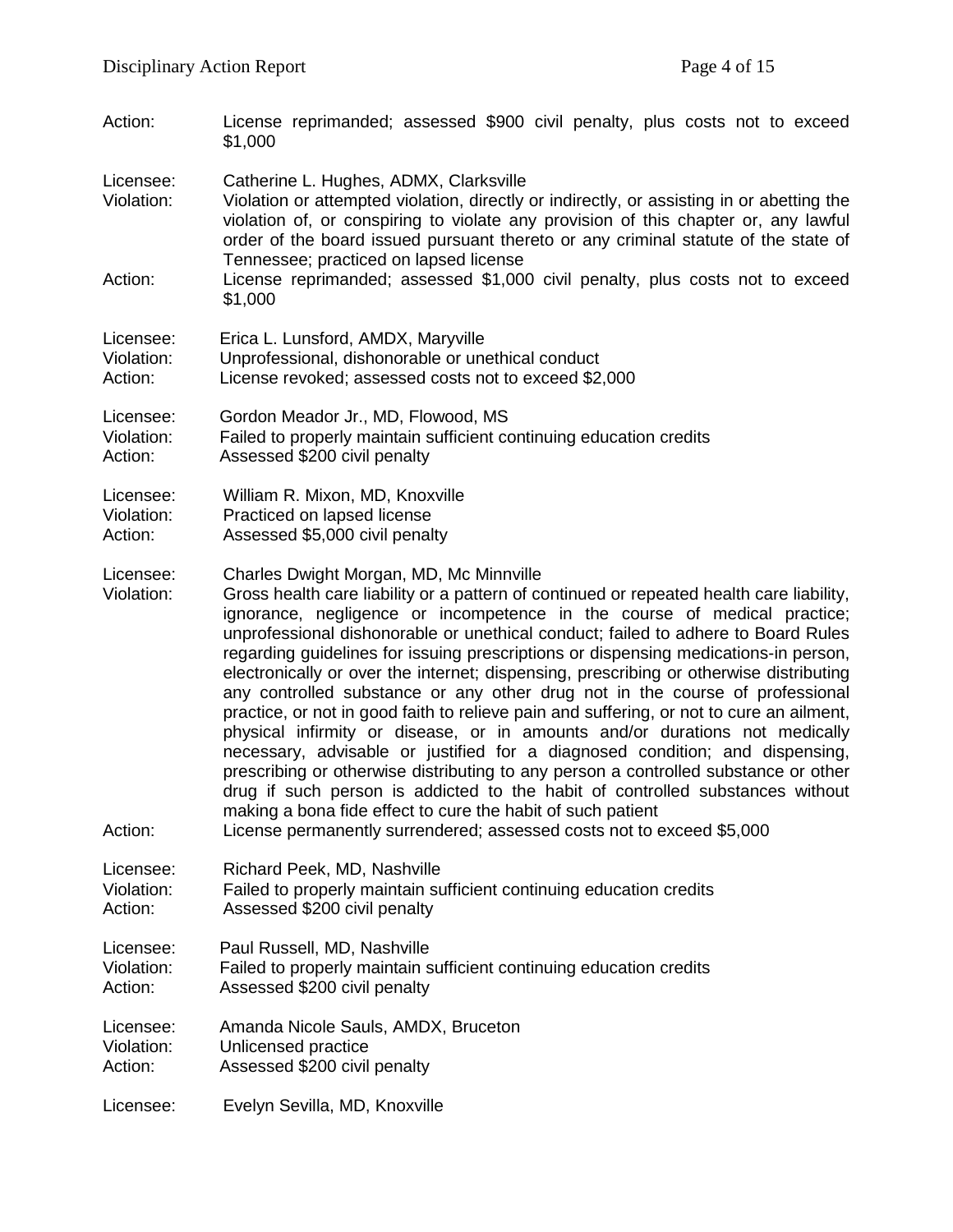Action: License reprimanded; assessed $900 civil penalty, plus costs not to exceed $1,000

Licensee: Catherine L. Hughes, ADMX, Clarksville
Violation: Violation or attempted violation, directly or indirectly, or assisting in or abetting the violation of, or conspiring to violate any provision of this chapter or, any lawful order of the board issued pursuant thereto or any criminal statute of the state of Tennessee; practiced on lapsed license
Action: License reprimanded; assessed $1,000 civil penalty, plus costs not to exceed $1,000

Licensee: Erica L. Lunsford, AMDX, Maryville
Violation: Unprofessional, dishonorable or unethical conduct
Action: License revoked; assessed costs not to exceed $2,000

Licensee: Gordon Meador Jr., MD, Flowood, MS
Violation: Failed to properly maintain sufficient continuing education credits
Action: Assessed $200 civil penalty

Licensee: William R. Mixon, MD, Knoxville
Violation: Practiced on lapsed license
Action: Assessed $5,000 civil penalty

Licensee: Charles Dwight Morgan, MD, Mc Minnville
Violation: Gross health care liability or a pattern of continued or repeated health care liability, ignorance, negligence or incompetence in the course of medical practice; unprofessional dishonorable or unethical conduct; failed to adhere to Board Rules regarding guidelines for issuing prescriptions or dispensing medications-in person, electronically or over the internet; dispensing, prescribing or otherwise distributing any controlled substance or any other drug not in the course of professional practice, or not in good faith to relieve pain and suffering, or not to cure an ailment, physical infirmity or disease, or in amounts and/or durations not medically necessary, advisable or justified for a diagnosed condition; and dispensing, prescribing or otherwise distributing to any person a controlled substance or other drug if such person is addicted to the habit of controlled substances without making a bona fide effect to cure the habit of such patient
Action: License permanently surrendered; assessed costs not to exceed $5,000

Licensee: Richard Peek, MD, Nashville
Violation: Failed to properly maintain sufficient continuing education credits
Action: Assessed $200 civil penalty

Licensee: Paul Russell, MD, Nashville
Violation: Failed to properly maintain sufficient continuing education credits
Action: Assessed $200 civil penalty

Licensee: Amanda Nicole Sauls, AMDX, Bruceton
Violation: Unlicensed practice
Action: Assessed $200 civil penalty

Licensee: Evelyn Sevilla, MD, Knoxville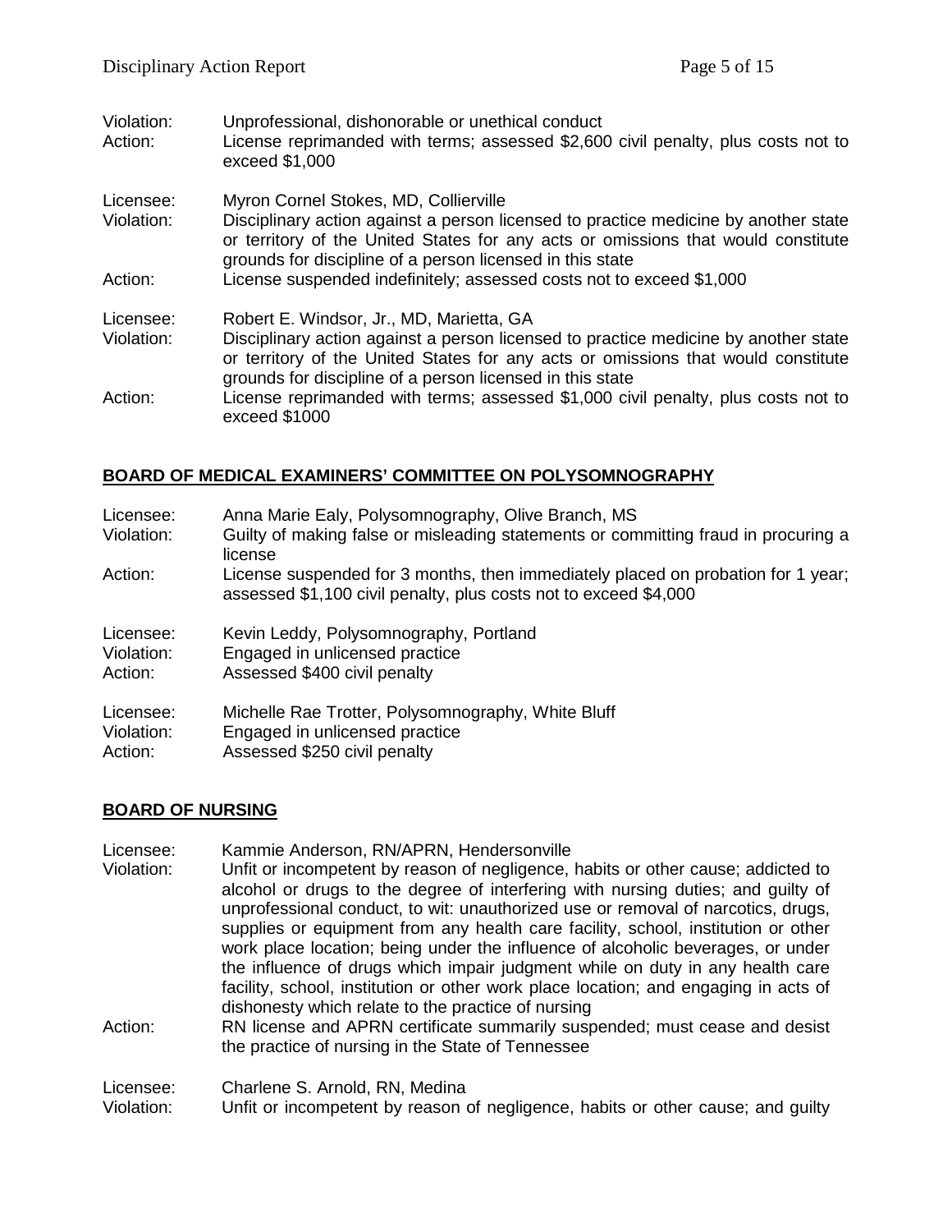Violation: Unprofessional, dishonorable or unethical conduct
Action: License reprimanded with terms; assessed $2,600 civil penalty, plus costs not to exceed $1,000

Licensee: Myron Cornel Stokes, MD, Collierville
Violation: Disciplinary action against a person licensed to practice medicine by another state or territory of the United States for any acts or omissions that would constitute grounds for discipline of a person licensed in this state
Action: License suspended indefinitely; assessed costs not to exceed $1,000

Licensee: Robert E. Windsor, Jr., MD, Marietta, GA
Violation: Disciplinary action against a person licensed to practice medicine by another state or territory of the United States for any acts or omissions that would constitute grounds for discipline of a person licensed in this state
Action: License reprimanded with terms; assessed $1,000 civil penalty, plus costs not to exceed $1000

## BOARD OF MEDICAL EXAMINERS' COMMITTEE ON POLYSOMNOGRAPHY

Licensee: Anna Marie Ealy, Polysomnography, Olive Branch, MS
Violation: Guilty of making false or misleading statements or committing fraud in procuring a license
Action: License suspended for 3 months, then immediately placed on probation for 1 year; assessed $1,100 civil penalty, plus costs not to exceed $4,000

Licensee: Kevin Leddy, Polysomnography, Portland
Violation: Engaged in unlicensed practice
Action: Assessed $400 civil penalty

Licensee: Michelle Rae Trotter, Polysomnography, White Bluff
Violation: Engaged in unlicensed practice
Action: Assessed $250 civil penalty

## BOARD OF NURSING

Licensee: Kammie Anderson, RN/APRN, Hendersonville
Violation: Unfit or incompetent by reason of negligence, habits or other cause; addicted to alcohol or drugs to the degree of interfering with nursing duties; and guilty of unprofessional conduct, to wit: unauthorized use or removal of narcotics, drugs, supplies or equipment from any health care facility, school, institution or other work place location; being under the influence of alcoholic beverages, or under the influence of drugs which impair judgment while on duty in any health care facility, school, institution or other work place location; and engaging in acts of dishonesty which relate to the practice of nursing
Action: RN license and APRN certificate summarily suspended; must cease and desist the practice of nursing in the State of Tennessee

Licensee: Charlene S. Arnold, RN, Medina
Violation: Unfit or incompetent by reason of negligence, habits or other cause; and guilty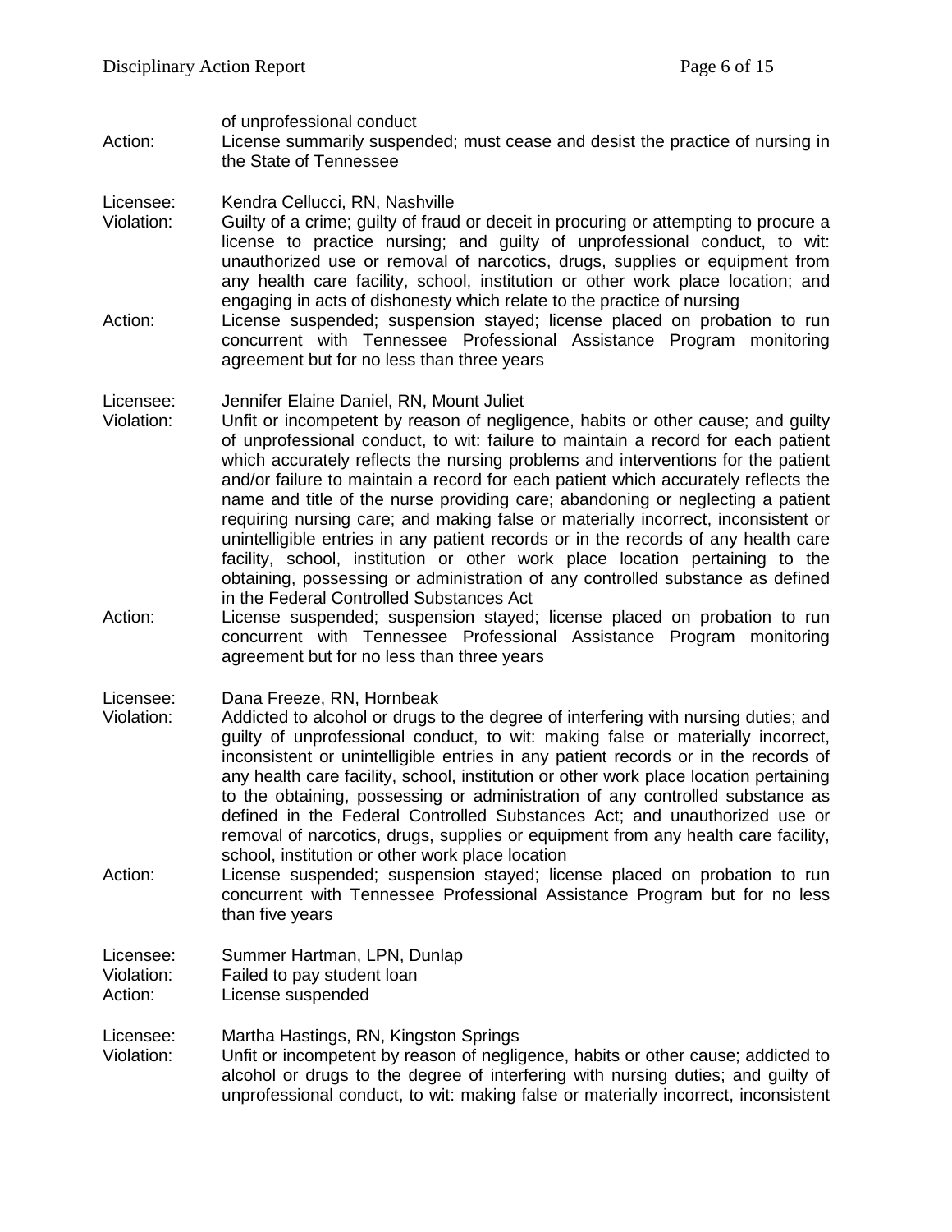of unprofessional conduct

Action: License summarily suspended; must cease and desist the practice of nursing in the State of Tennessee

Licensee: Kendra Cellucci, RN, Nashville

Violation: Guilty of a crime; guilty of fraud or deceit in procuring or attempting to procure a license to practice nursing; and guilty of unprofessional conduct, to wit: unauthorized use or removal of narcotics, drugs, supplies or equipment from any health care facility, school, institution or other work place location; and engaging in acts of dishonesty which relate to the practice of nursing

Action: License suspended; suspension stayed; license placed on probation to run concurrent with Tennessee Professional Assistance Program monitoring agreement but for no less than three years

Licensee: Jennifer Elaine Daniel, RN, Mount Juliet

Violation: Unfit or incompetent by reason of negligence, habits or other cause; and guilty of unprofessional conduct, to wit: failure to maintain a record for each patient which accurately reflects the nursing problems and interventions for the patient and/or failure to maintain a record for each patient which accurately reflects the name and title of the nurse providing care; abandoning or neglecting a patient requiring nursing care; and making false or materially incorrect, inconsistent or unintelligible entries in any patient records or in the records of any health care facility, school, institution or other work place location pertaining to the obtaining, possessing or administration of any controlled substance as defined in the Federal Controlled Substances Act

Action: License suspended; suspension stayed; license placed on probation to run concurrent with Tennessee Professional Assistance Program monitoring agreement but for no less than three years

Licensee: Dana Freeze, RN, Hornbeak

Violation: Addicted to alcohol or drugs to the degree of interfering with nursing duties; and guilty of unprofessional conduct, to wit: making false or materially incorrect, inconsistent or unintelligible entries in any patient records or in the records of any health care facility, school, institution or other work place location pertaining to the obtaining, possessing or administration of any controlled substance as defined in the Federal Controlled Substances Act; and unauthorized use or removal of narcotics, drugs, supplies or equipment from any health care facility, school, institution or other work place location

Action: License suspended; suspension stayed; license placed on probation to run concurrent with Tennessee Professional Assistance Program but for no less than five years

Licensee: Summer Hartman, LPN, Dunlap

Violation: Failed to pay student loan

Action: License suspended

Licensee: Martha Hastings, RN, Kingston Springs

Violation: Unfit or incompetent by reason of negligence, habits or other cause; addicted to alcohol or drugs to the degree of interfering with nursing duties; and guilty of unprofessional conduct, to wit: making false or materially incorrect, inconsistent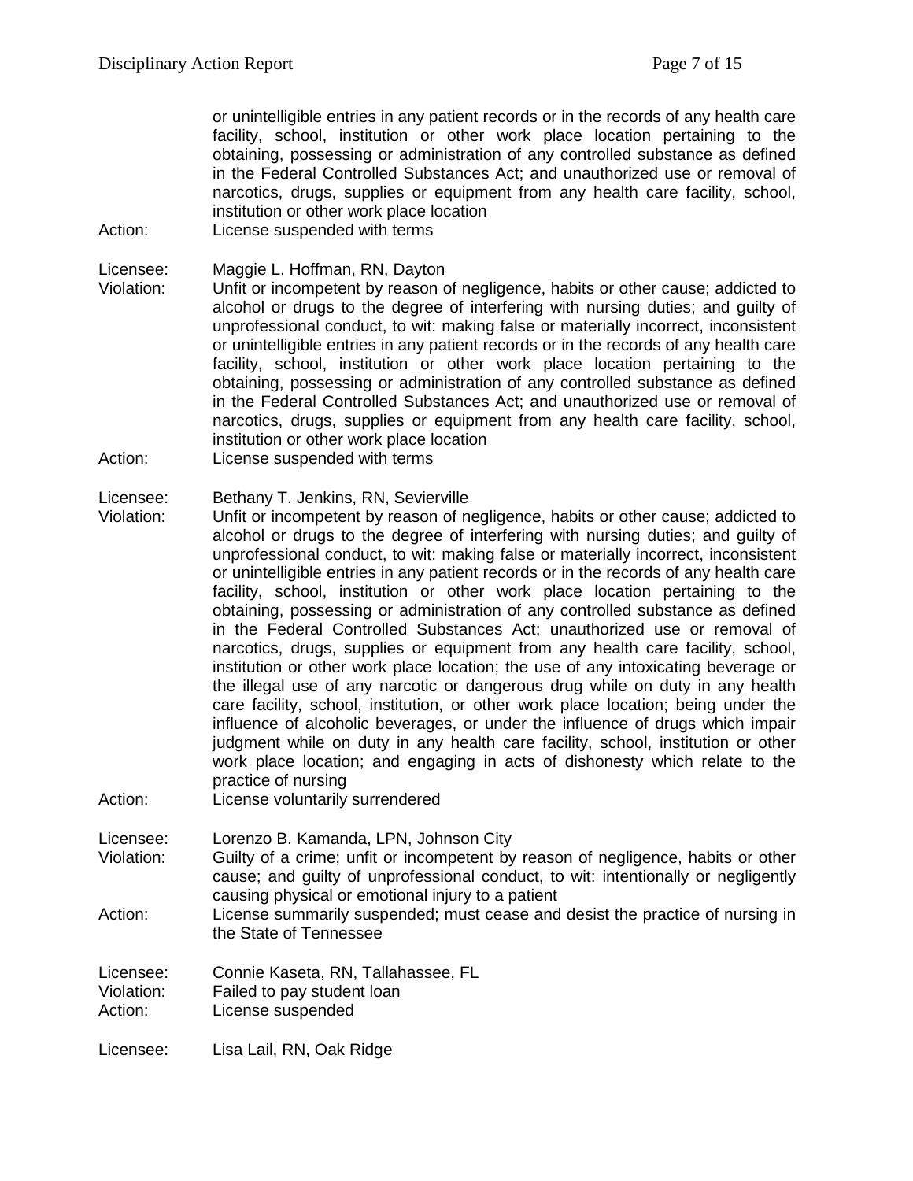or unintelligible entries in any patient records or in the records of any health care facility, school, institution or other work place location pertaining to the obtaining, possessing or administration of any controlled substance as defined in the Federal Controlled Substances Act; and unauthorized use or removal of narcotics, drugs, supplies or equipment from any health care facility, school, institution or other work place location

Action: License suspended with terms

Licensee: Maggie L. Hoffman, RN, Dayton

Violation: Unfit or incompetent by reason of negligence, habits or other cause; addicted to alcohol or drugs to the degree of interfering with nursing duties; and guilty of unprofessional conduct, to wit: making false or materially incorrect, inconsistent or unintelligible entries in any patient records or in the records of any health care facility, school, institution or other work place location pertaining to the obtaining, possessing or administration of any controlled substance as defined in the Federal Controlled Substances Act; and unauthorized use or removal of narcotics, drugs, supplies or equipment from any health care facility, school, institution or other work place location

Action: License suspended with terms

Licensee: Bethany T. Jenkins, RN, Sevierville

Violation: Unfit or incompetent by reason of negligence, habits or other cause; addicted to alcohol or drugs to the degree of interfering with nursing duties; and guilty of unprofessional conduct, to wit: making false or materially incorrect, inconsistent or unintelligible entries in any patient records or in the records of any health care facility, school, institution or other work place location pertaining to the obtaining, possessing or administration of any controlled substance as defined in the Federal Controlled Substances Act; unauthorized use or removal of narcotics, drugs, supplies or equipment from any health care facility, school, institution or other work place location; the use of any intoxicating beverage or the illegal use of any narcotic or dangerous drug while on duty in any health care facility, school, institution, or other work place location; being under the influence of alcoholic beverages, or under the influence of drugs which impair judgment while on duty in any health care facility, school, institution or other work place location; and engaging in acts of dishonesty which relate to the practice of nursing

Action: License voluntarily surrendered

Licensee: Lorenzo B. Kamanda, LPN, Johnson City

Violation: Guilty of a crime; unfit or incompetent by reason of negligence, habits or other cause; and guilty of unprofessional conduct, to wit: intentionally or negligently causing physical or emotional injury to a patient

Action: License summarily suspended; must cease and desist the practice of nursing in the State of Tennessee

Licensee: Connie Kaseta, RN, Tallahassee, FL

Violation: Failed to pay student loan

Action: License suspended

Licensee: Lisa Lail, RN, Oak Ridge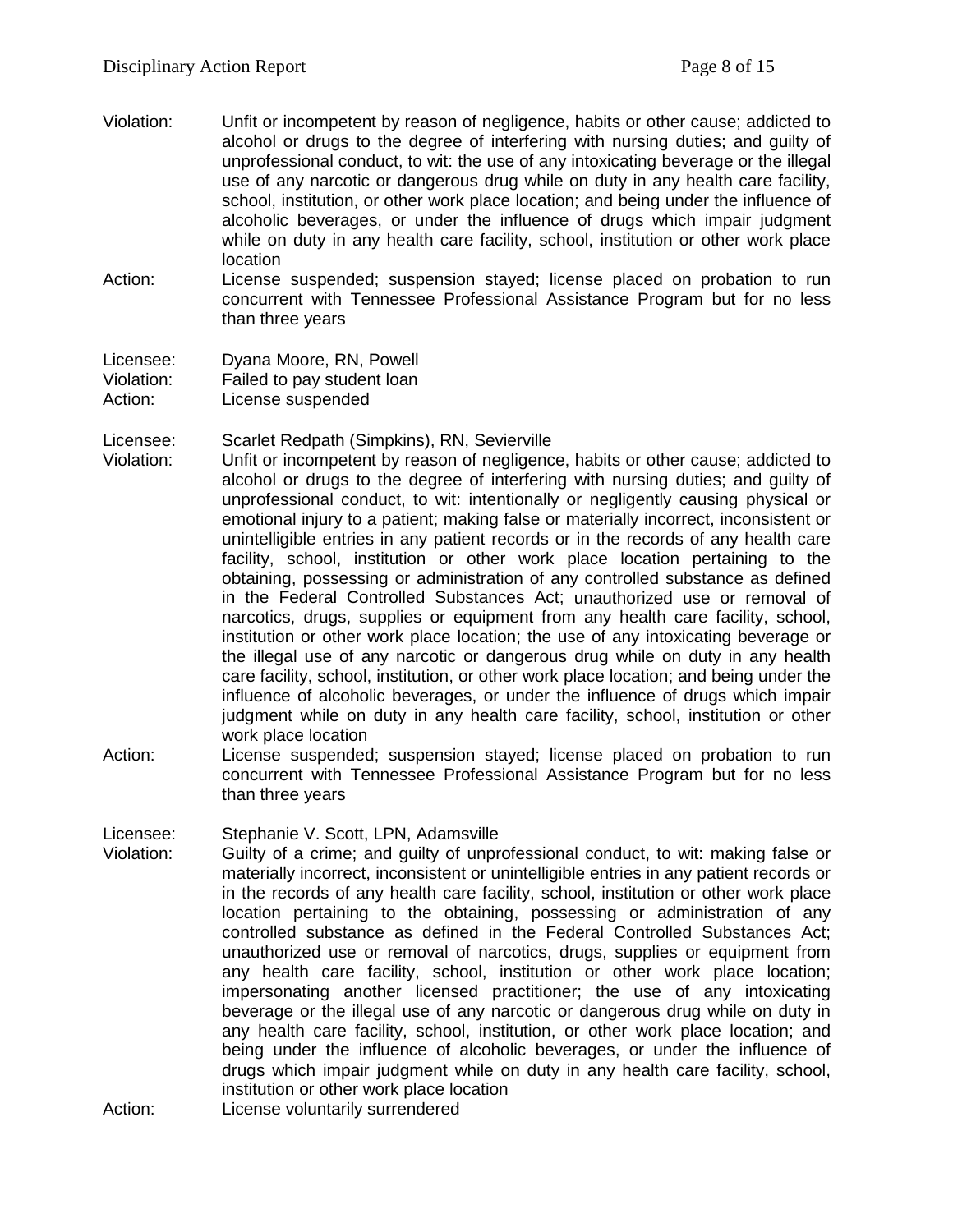Violation: Unfit or incompetent by reason of negligence, habits or other cause; addicted to alcohol or drugs to the degree of interfering with nursing duties; and guilty of unprofessional conduct, to wit: the use of any intoxicating beverage or the illegal use of any narcotic or dangerous drug while on duty in any health care facility, school, institution, or other work place location; and being under the influence of alcoholic beverages, or under the influence of drugs which impair judgment while on duty in any health care facility, school, institution or other work place location

Action: License suspended; suspension stayed; license placed on probation to run concurrent with Tennessee Professional Assistance Program but for no less than three years

Licensee: Dyana Moore, RN, Powell
Violation: Failed to pay student loan
Action: License suspended

Licensee: Scarlet Redpath (Simpkins), RN, Sevierville
Violation: Unfit or incompetent by reason of negligence, habits or other cause; addicted to alcohol or drugs to the degree of interfering with nursing duties; and guilty of unprofessional conduct, to wit: intentionally or negligently causing physical or emotional injury to a patient; making false or materially incorrect, inconsistent or unintelligible entries in any patient records or in the records of any health care facility, school, institution or other work place location pertaining to the obtaining, possessing or administration of any controlled substance as defined in the Federal Controlled Substances Act; unauthorized use or removal of narcotics, drugs, supplies or equipment from any health care facility, school, institution or other work place location; the use of any intoxicating beverage or the illegal use of any narcotic or dangerous drug while on duty in any health care facility, school, institution, or other work place location; and being under the influence of alcoholic beverages, or under the influence of drugs which impair judgment while on duty in any health care facility, school, institution or other work place location
Action: License suspended; suspension stayed; license placed on probation to run concurrent with Tennessee Professional Assistance Program but for no less than three years

Licensee: Stephanie V. Scott, LPN, Adamsville
Violation: Guilty of a crime; and guilty of unprofessional conduct, to wit: making false or materially incorrect, inconsistent or unintelligible entries in any patient records or in the records of any health care facility, school, institution or other work place location pertaining to the obtaining, possessing or administration of any controlled substance as defined in the Federal Controlled Substances Act; unauthorized use or removal of narcotics, drugs, supplies or equipment from any health care facility, school, institution or other work place location; impersonating another licensed practitioner; the use of any intoxicating beverage or the illegal use of any narcotic or dangerous drug while on duty in any health care facility, school, institution, or other work place location; and being under the influence of alcoholic beverages, or under the influence of drugs which impair judgment while on duty in any health care facility, school, institution or other work place location
Action: License voluntarily surrendered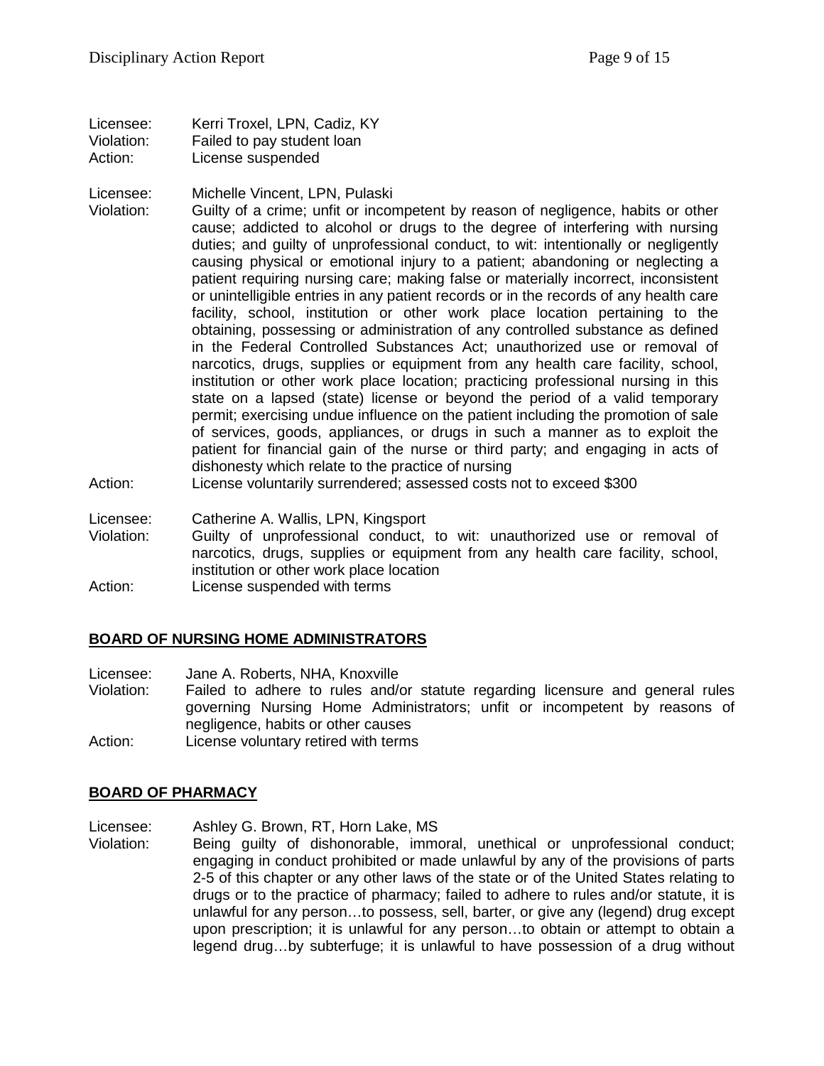Licensee: Kerri Troxel, LPN, Cadiz, KY
Violation: Failed to pay student loan
Action: License suspended

Licensee: Michelle Vincent, LPN, Pulaski
Violation: Guilty of a crime; unfit or incompetent by reason of negligence, habits or other cause; addicted to alcohol or drugs to the degree of interfering with nursing duties; and guilty of unprofessional conduct, to wit: intentionally or negligently causing physical or emotional injury to a patient; abandoning or neglecting a patient requiring nursing care; making false or materially incorrect, inconsistent or unintelligible entries in any patient records or in the records of any health care facility, school, institution or other work place location pertaining to the obtaining, possessing or administration of any controlled substance as defined in the Federal Controlled Substances Act; unauthorized use or removal of narcotics, drugs, supplies or equipment from any health care facility, school, institution or other work place location; practicing professional nursing in this state on a lapsed (state) license or beyond the period of a valid temporary permit; exercising undue influence on the patient including the promotion of sale of services, goods, appliances, or drugs in such a manner as to exploit the patient for financial gain of the nurse or third party; and engaging in acts of dishonesty which relate to the practice of nursing
Action: License voluntarily surrendered; assessed costs not to exceed $300

Licensee: Catherine A. Wallis, LPN, Kingsport
Violation: Guilty of unprofessional conduct, to wit: unauthorized use or removal of narcotics, drugs, supplies or equipment from any health care facility, school, institution or other work place location
Action: License suspended with terms

## BOARD OF NURSING HOME ADMINISTRATORS

Licensee: Jane A. Roberts, NHA, Knoxville
Violation: Failed to adhere to rules and/or statute regarding licensure and general rules governing Nursing Home Administrators; unfit or incompetent by reasons of negligence, habits or other causes
Action: License voluntary retired with terms

## BOARD OF PHARMACY

Licensee: Ashley G. Brown, RT, Horn Lake, MS
Violation: Being guilty of dishonorable, immoral, unethical or unprofessional conduct; engaging in conduct prohibited or made unlawful by any of the provisions of parts 2-5 of this chapter or any other laws of the state or of the United States relating to drugs or to the practice of pharmacy; failed to adhere to rules and/or statute, it is unlawful for any person…to possess, sell, barter, or give any (legend) drug except upon prescription; it is unlawful for any person…to obtain or attempt to obtain a legend drug…by subterfuge; it is unlawful to have possession of a drug without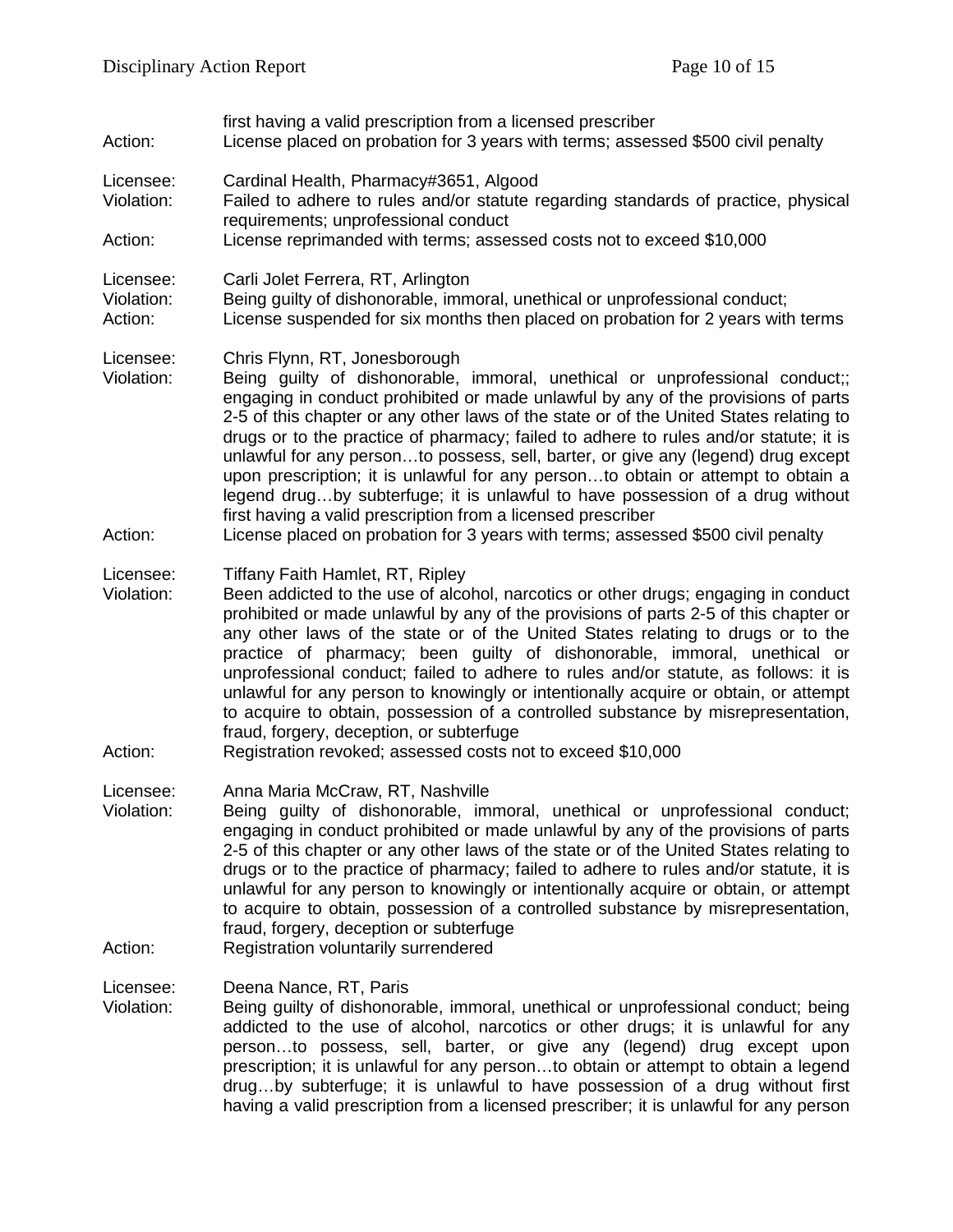first having a valid prescription from a licensed prescriber

Action: License placed on probation for 3 years with terms; assessed $500 civil penalty

Licensee: Cardinal Health, Pharmacy#3651, Algood
Violation: Failed to adhere to rules and/or statute regarding standards of practice, physical requirements; unprofessional conduct
Action: License reprimanded with terms; assessed costs not to exceed $10,000

Licensee: Carli Jolet Ferrera, RT, Arlington
Violation: Being guilty of dishonorable, immoral, unethical or unprofessional conduct;
Action: License suspended for six months then placed on probation for 2 years with terms

Licensee: Chris Flynn, RT, Jonesborough
Violation: Being guilty of dishonorable, immoral, unethical or unprofessional conduct;; engaging in conduct prohibited or made unlawful by any of the provisions of parts 2-5 of this chapter or any other laws of the state or of the United States relating to drugs or to the practice of pharmacy; failed to adhere to rules and/or statute; it is unlawful for any person…to possess, sell, barter, or give any (legend) drug except upon prescription; it is unlawful for any person…to obtain or attempt to obtain a legend drug…by subterfuge; it is unlawful to have possession of a drug without first having a valid prescription from a licensed prescriber
Action: License placed on probation for 3 years with terms; assessed $500 civil penalty

Licensee: Tiffany Faith Hamlet, RT, Ripley
Violation: Been addicted to the use of alcohol, narcotics or other drugs; engaging in conduct prohibited or made unlawful by any of the provisions of parts 2-5 of this chapter or any other laws of the state or of the United States relating to drugs or to the practice of pharmacy; been guilty of dishonorable, immoral, unethical or unprofessional conduct; failed to adhere to rules and/or statute, as follows: it is unlawful for any person to knowingly or intentionally acquire or obtain, or attempt to acquire to obtain, possession of a controlled substance by misrepresentation, fraud, forgery, deception, or subterfuge
Action: Registration revoked; assessed costs not to exceed $10,000

Licensee: Anna Maria McCraw, RT, Nashville
Violation: Being guilty of dishonorable, immoral, unethical or unprofessional conduct; engaging in conduct prohibited or made unlawful by any of the provisions of parts 2-5 of this chapter or any other laws of the state or of the United States relating to drugs or to the practice of pharmacy; failed to adhere to rules and/or statute, it is unlawful for any person to knowingly or intentionally acquire or obtain, or attempt to acquire to obtain, possession of a controlled substance by misrepresentation, fraud, forgery, deception or subterfuge
Action: Registration voluntarily surrendered

Licensee: Deena Nance, RT, Paris
Violation: Being guilty of dishonorable, immoral, unethical or unprofessional conduct; being addicted to the use of alcohol, narcotics or other drugs; it is unlawful for any person…to possess, sell, barter, or give any (legend) drug except upon prescription; it is unlawful for any person…to obtain or attempt to obtain a legend drug…by subterfuge; it is unlawful to have possession of a drug without first having a valid prescription from a licensed prescriber; it is unlawful for any person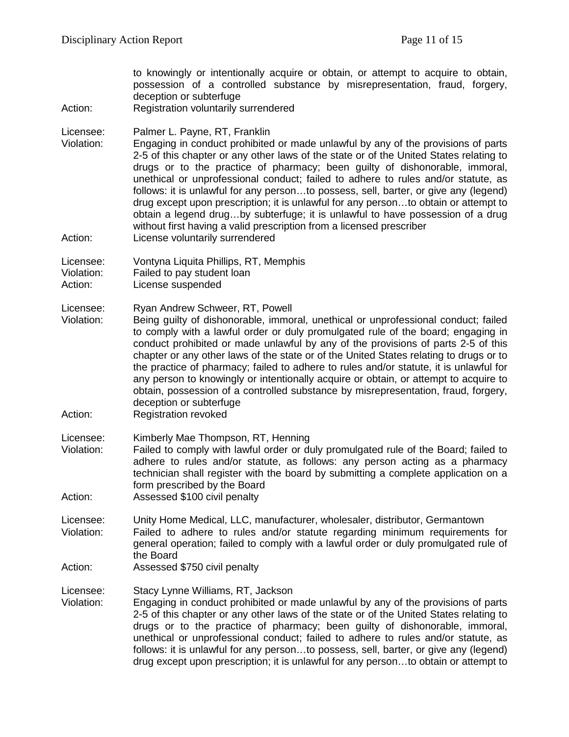to knowingly or intentionally acquire or obtain, or attempt to acquire to obtain, possession of a controlled substance by misrepresentation, fraud, forgery, deception or subterfuge

Action: Registration voluntarily surrendered

Licensee: Palmer L. Payne, RT, Franklin

Violation: Engaging in conduct prohibited or made unlawful by any of the provisions of parts 2-5 of this chapter or any other laws of the state or of the United States relating to drugs or to the practice of pharmacy; been guilty of dishonorable, immoral, unethical or unprofessional conduct; failed to adhere to rules and/or statute, as follows: it is unlawful for any person…to possess, sell, barter, or give any (legend) drug except upon prescription; it is unlawful for any person…to obtain or attempt to obtain a legend drug…by subterfuge; it is unlawful to have possession of a drug without first having a valid prescription from a licensed prescriber

Action: License voluntarily surrendered

Licensee: Vontyna Liquita Phillips, RT, Memphis

Violation: Failed to pay student loan

Action: License suspended

Licensee: Ryan Andrew Schweer, RT, Powell

Violation: Being guilty of dishonorable, immoral, unethical or unprofessional conduct; failed to comply with a lawful order or duly promulgated rule of the board; engaging in conduct prohibited or made unlawful by any of the provisions of parts 2-5 of this chapter or any other laws of the state or of the United States relating to drugs or to the practice of pharmacy; failed to adhere to rules and/or statute, it is unlawful for any person to knowingly or intentionally acquire or obtain, or attempt to acquire to obtain, possession of a controlled substance by misrepresentation, fraud, forgery, deception or subterfuge

Action: Registration revoked

Licensee: Kimberly Mae Thompson, RT, Henning

Violation: Failed to comply with lawful order or duly promulgated rule of the Board; failed to adhere to rules and/or statute, as follows: any person acting as a pharmacy technician shall register with the board by submitting a complete application on a form prescribed by the Board

Action: Assessed $100 civil penalty

Licensee: Unity Home Medical, LLC, manufacturer, wholesaler, distributor, Germantown

Violation: Failed to adhere to rules and/or statute regarding minimum requirements for general operation; failed to comply with a lawful order or duly promulgated rule of the Board

Action: Assessed $750 civil penalty

Licensee: Stacy Lynne Williams, RT, Jackson

Violation: Engaging in conduct prohibited or made unlawful by any of the provisions of parts 2-5 of this chapter or any other laws of the state or of the United States relating to drugs or to the practice of pharmacy; been guilty of dishonorable, immoral, unethical or unprofessional conduct; failed to adhere to rules and/or statute, as follows: it is unlawful for any person…to possess, sell, barter, or give any (legend) drug except upon prescription; it is unlawful for any person…to obtain or attempt to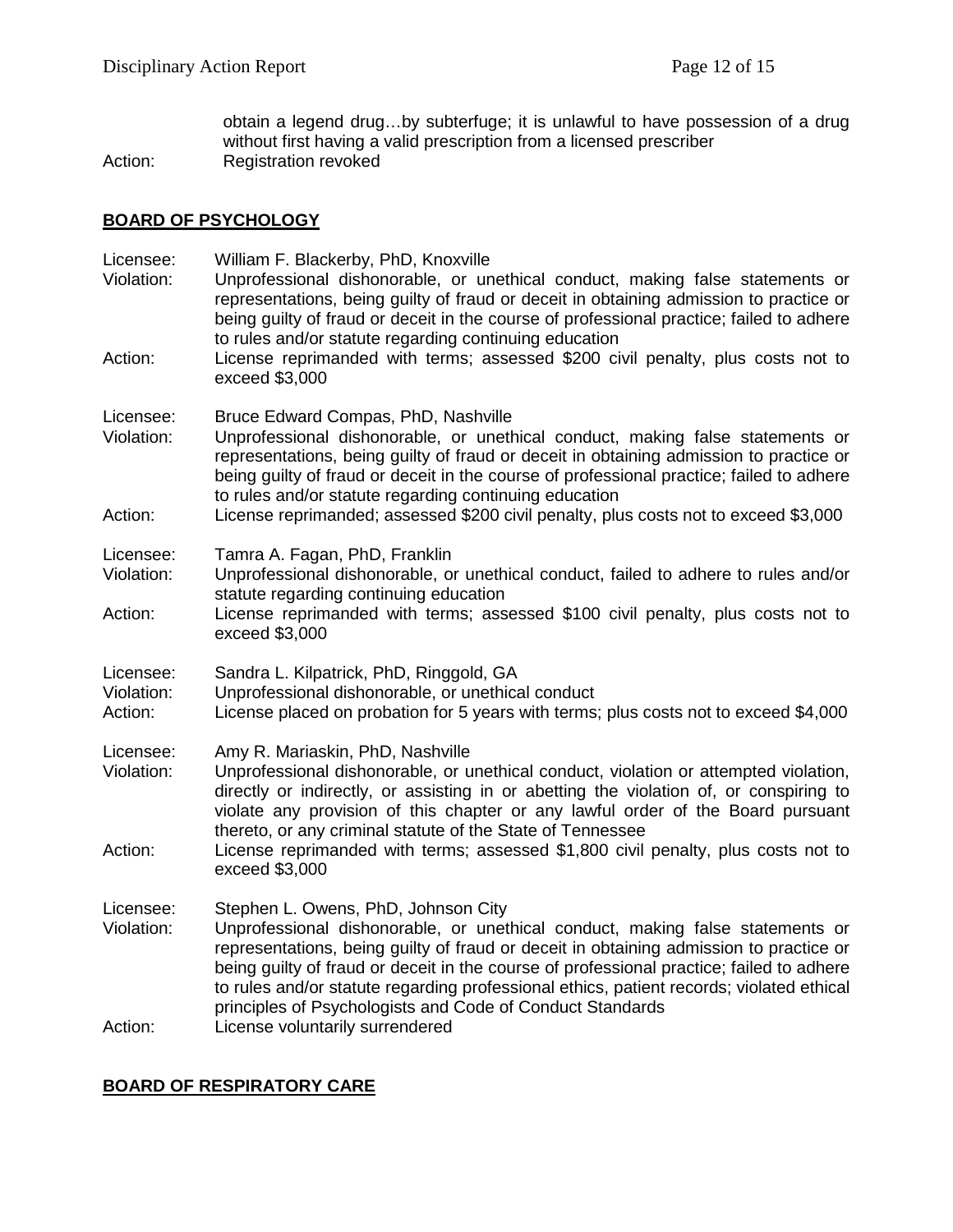obtain a legend drug…by subterfuge; it is unlawful to have possession of a drug without first having a valid prescription from a licensed prescriber

Action: Registration revoked

## BOARD OF PSYCHOLOGY

Licensee: William F. Blackerby, PhD, Knoxville
Violation: Unprofessional dishonorable, or unethical conduct, making false statements or representations, being guilty of fraud or deceit in obtaining admission to practice or being guilty of fraud or deceit in the course of professional practice; failed to adhere to rules and/or statute regarding continuing education
Action: License reprimanded with terms; assessed $200 civil penalty, plus costs not to exceed $3,000

Licensee: Bruce Edward Compas, PhD, Nashville
Violation: Unprofessional dishonorable, or unethical conduct, making false statements or representations, being guilty of fraud or deceit in obtaining admission to practice or being guilty of fraud or deceit in the course of professional practice; failed to adhere to rules and/or statute regarding continuing education
Action: License reprimanded; assessed $200 civil penalty, plus costs not to exceed $3,000

Licensee: Tamra A. Fagan, PhD, Franklin
Violation: Unprofessional dishonorable, or unethical conduct, failed to adhere to rules and/or statute regarding continuing education
Action: License reprimanded with terms; assessed $100 civil penalty, plus costs not to exceed $3,000

Licensee: Sandra L. Kilpatrick, PhD, Ringgold, GA
Violation: Unprofessional dishonorable, or unethical conduct
Action: License placed on probation for 5 years with terms; plus costs not to exceed $4,000

Licensee: Amy R. Mariaskin, PhD, Nashville
Violation: Unprofessional dishonorable, or unethical conduct, violation or attempted violation, directly or indirectly, or assisting in or abetting the violation of, or conspiring to violate any provision of this chapter or any lawful order of the Board pursuant thereto, or any criminal statute of the State of Tennessee
Action: License reprimanded with terms; assessed $1,800 civil penalty, plus costs not to exceed $3,000

Licensee: Stephen L. Owens, PhD, Johnson City
Violation: Unprofessional dishonorable, or unethical conduct, making false statements or representations, being guilty of fraud or deceit in obtaining admission to practice or being guilty of fraud or deceit in the course of professional practice; failed to adhere to rules and/or statute regarding professional ethics, patient records; violated ethical principles of Psychologists and Code of Conduct Standards
Action: License voluntarily surrendered

## BOARD OF RESPIRATORY CARE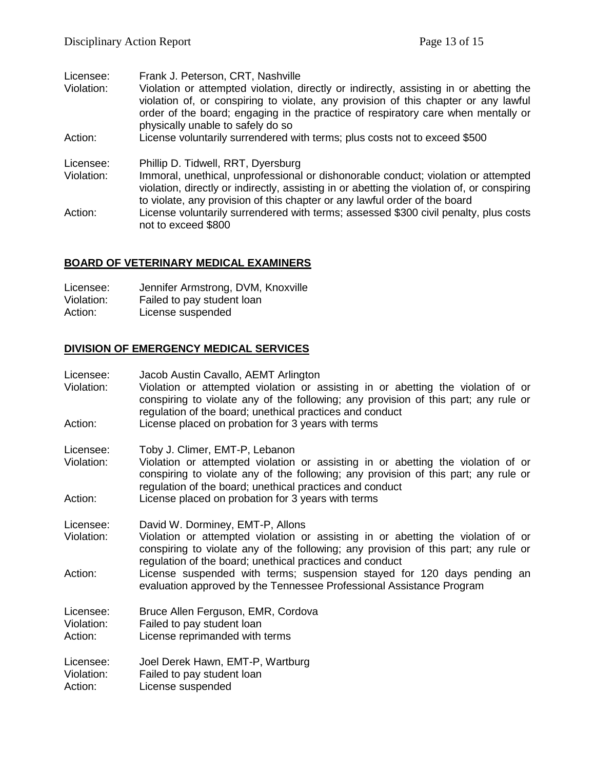Licensee: Frank J. Peterson, CRT, Nashville
Violation: Violation or attempted violation, directly or indirectly, assisting in or abetting the violation of, or conspiring to violate, any provision of this chapter or any lawful order of the board; engaging in the practice of respiratory care when mentally or physically unable to safely do so
Action: License voluntarily surrendered with terms; plus costs not to exceed $500

Licensee: Phillip D. Tidwell, RRT, Dyersburg
Violation: Immoral, unethical, unprofessional or dishonorable conduct; violation or attempted violation, directly or indirectly, assisting in or abetting the violation of, or conspiring to violate, any provision of this chapter or any lawful order of the board
Action: License voluntarily surrendered with terms; assessed $300 civil penalty, plus costs not to exceed $800

## BOARD OF VETERINARY MEDICAL EXAMINERS

Licensee: Jennifer Armstrong, DVM, Knoxville
Violation: Failed to pay student loan
Action: License suspended

## DIVISION OF EMERGENCY MEDICAL SERVICES

Licensee: Jacob Austin Cavallo, AEMT Arlington
Violation: Violation or attempted violation or assisting in or abetting the violation of or conspiring to violate any of the following; any provision of this part; any rule or regulation of the board; unethical practices and conduct
Action: License placed on probation for 3 years with terms

Licensee: Toby J. Climer, EMT-P, Lebanon
Violation: Violation or attempted violation or assisting in or abetting the violation of or conspiring to violate any of the following; any provision of this part; any rule or regulation of the board; unethical practices and conduct
Action: License placed on probation for 3 years with terms

Licensee: David W. Dorminey, EMT-P, Allons
Violation: Violation or attempted violation or assisting in or abetting the violation of or conspiring to violate any of the following; any provision of this part; any rule or regulation of the board; unethical practices and conduct
Action: License suspended with terms; suspension stayed for 120 days pending an evaluation approved by the Tennessee Professional Assistance Program

Licensee: Bruce Allen Ferguson, EMR, Cordova
Violation: Failed to pay student loan
Action: License reprimanded with terms

Licensee: Joel Derek Hawn, EMT-P, Wartburg
Violation: Failed to pay student loan
Action: License suspended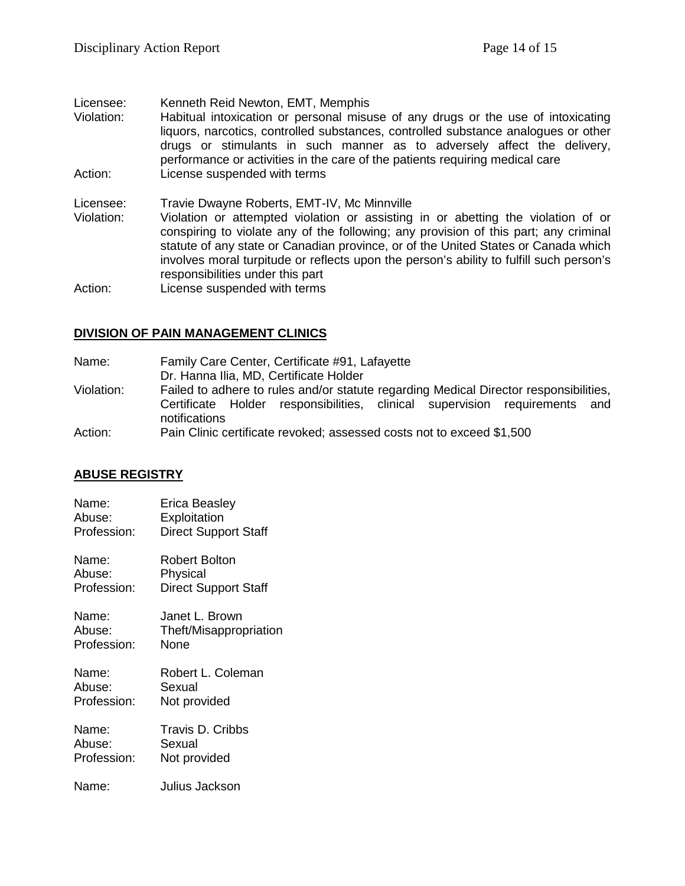Licensee: Kenneth Reid Newton, EMT, Memphis
Violation: Habitual intoxication or personal misuse of any drugs or the use of intoxicating liquors, narcotics, controlled substances, controlled substance analogues or other drugs or stimulants in such manner as to adversely affect the delivery, performance or activities in the care of the patients requiring medical care
Action: License suspended with terms

Licensee: Travie Dwayne Roberts, EMT-IV, Mc Minnville
Violation: Violation or attempted violation or assisting in or abetting the violation of or conspiring to violate any of the following; any provision of this part; any criminal statute of any state or Canadian province, or of the United States or Canada which involves moral turpitude or reflects upon the person's ability to fulfill such person's responsibilities under this part
Action: License suspended with terms

## DIVISION OF PAIN MANAGEMENT CLINICS

Name: Family Care Center, Certificate #91, Lafayette
Dr. Hanna Ilia, MD, Certificate Holder
Violation: Failed to adhere to rules and/or statute regarding Medical Director responsibilities, Certificate Holder responsibilities, clinical supervision requirements and notifications
Action: Pain Clinic certificate revoked; assessed costs not to exceed $1,500

## ABUSE REGISTRY

Name: Erica Beasley
Abuse: Exploitation
Profession: Direct Support Staff

Name: Robert Bolton
Abuse: Physical
Profession: Direct Support Staff

Name: Janet L. Brown
Abuse: Theft/Misappropriation
Profession: None

Name: Robert L. Coleman
Abuse: Sexual
Profession: Not provided

Name: Travis D. Cribbs
Abuse: Sexual
Profession: Not provided

Name: Julius Jackson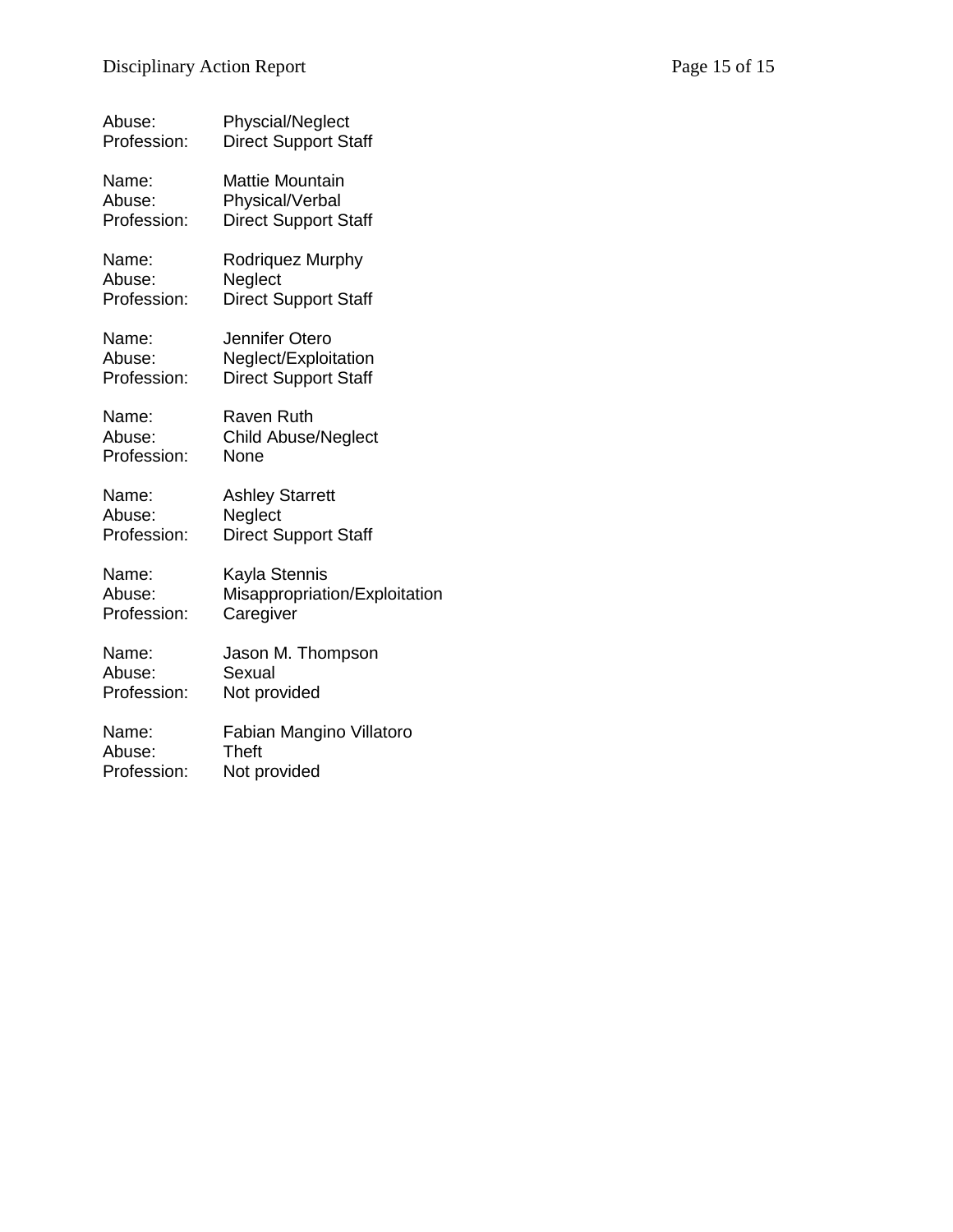Abuse: Physcial/Neglect
Profession: Direct Support Staff

Name: Mattie Mountain
Abuse: Physical/Verbal
Profession: Direct Support Staff

Name: Rodriquez Murphy
Abuse: Neglect
Profession: Direct Support Staff

Name: Jennifer Otero
Abuse: Neglect/Exploitation
Profession: Direct Support Staff

Name: Raven Ruth
Abuse: Child Abuse/Neglect
Profession: None

Name: Ashley Starrett
Abuse: Neglect
Profession: Direct Support Staff

Name: Kayla Stennis
Abuse: Misappropriation/Exploitation
Profession: Caregiver

Name: Jason M. Thompson
Abuse: Sexual
Profession: Not provided

Name: Fabian Mangino Villatoro
Abuse: Theft
Profession: Not provided